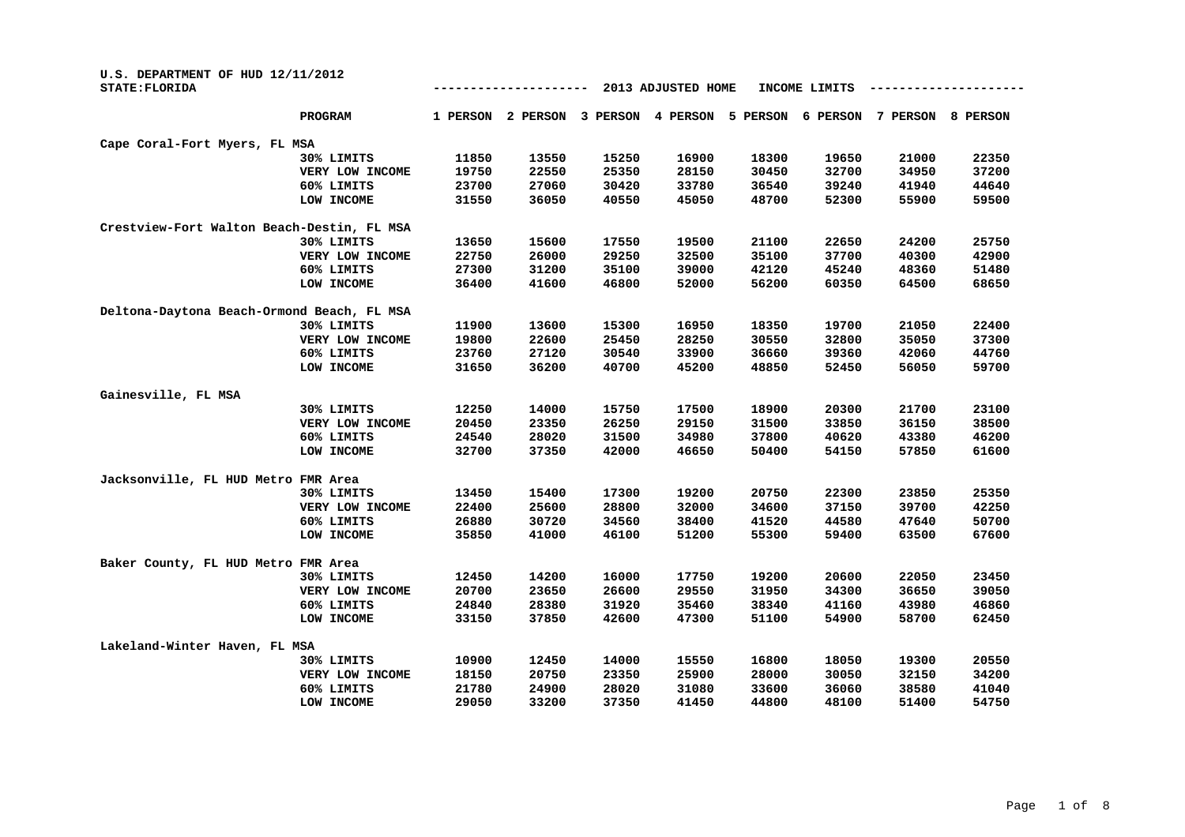U.S. DEPARTMENT OF HUD 12/11/2012
STATE:FLORIDA

## 2013 ADJUSTED HOME INCOME LIMITS

| | PROGRAM | 1 PERSON | 2 PERSON | 3 PERSON | 4 PERSON | 5 PERSON | 6 PERSON | 7 PERSON | 8 PERSON |
|---|---|---|---|---|---|---|---|---|---|
| Cape Coral-Fort Myers, FL MSA | | | | | | | | | |
| | 30% LIMITS | 11850 | 13550 | 15250 | 16900 | 18300 | 19650 | 21000 | 22350 |
| | VERY LOW INCOME | 19750 | 22550 | 25350 | 28150 | 30450 | 32700 | 34950 | 37200 |
| | 60% LIMITS | 23700 | 27060 | 30420 | 33780 | 36540 | 39240 | 41940 | 44640 |
| | LOW INCOME | 31550 | 36050 | 40550 | 45050 | 48700 | 52300 | 55900 | 59500 |
| Crestview-Fort Walton Beach-Destin, FL MSA | | | | | | | | | |
| | 30% LIMITS | 13650 | 15600 | 17550 | 19500 | 21100 | 22650 | 24200 | 25750 |
| | VERY LOW INCOME | 22750 | 26000 | 29250 | 32500 | 35100 | 37700 | 40300 | 42900 |
| | 60% LIMITS | 27300 | 31200 | 35100 | 39000 | 42120 | 45240 | 48360 | 51480 |
| | LOW INCOME | 36400 | 41600 | 46800 | 52000 | 56200 | 60350 | 64500 | 68650 |
| Deltona-Daytona Beach-Ormond Beach, FL MSA | | | | | | | | | |
| | 30% LIMITS | 11900 | 13600 | 15300 | 16950 | 18350 | 19700 | 21050 | 22400 |
| | VERY LOW INCOME | 19800 | 22600 | 25450 | 28250 | 30550 | 32800 | 35050 | 37300 |
| | 60% LIMITS | 23760 | 27120 | 30540 | 33900 | 36660 | 39360 | 42060 | 44760 |
| | LOW INCOME | 31650 | 36200 | 40700 | 45200 | 48850 | 52450 | 56050 | 59700 |
| Gainesville, FL MSA | | | | | | | | | |
| | 30% LIMITS | 12250 | 14000 | 15750 | 17500 | 18900 | 20300 | 21700 | 23100 |
| | VERY LOW INCOME | 20450 | 23350 | 26250 | 29150 | 31500 | 33850 | 36150 | 38500 |
| | 60% LIMITS | 24540 | 28020 | 31500 | 34980 | 37800 | 40620 | 43380 | 46200 |
| | LOW INCOME | 32700 | 37350 | 42000 | 46650 | 50400 | 54150 | 57850 | 61600 |
| Jacksonville, FL HUD Metro FMR Area | | | | | | | | | |
| | 30% LIMITS | 13450 | 15400 | 17300 | 19200 | 20750 | 22300 | 23850 | 25350 |
| | VERY LOW INCOME | 22400 | 25600 | 28800 | 32000 | 34600 | 37150 | 39700 | 42250 |
| | 60% LIMITS | 26880 | 30720 | 34560 | 38400 | 41520 | 44580 | 47640 | 50700 |
| | LOW INCOME | 35850 | 41000 | 46100 | 51200 | 55300 | 59400 | 63500 | 67600 |
| Baker County, FL HUD Metro FMR Area | | | | | | | | | |
| | 30% LIMITS | 12450 | 14200 | 16000 | 17750 | 19200 | 20600 | 22050 | 23450 |
| | VERY LOW INCOME | 20700 | 23650 | 26600 | 29550 | 31950 | 34300 | 36650 | 39050 |
| | 60% LIMITS | 24840 | 28380 | 31920 | 35460 | 38340 | 41160 | 43980 | 46860 |
| | LOW INCOME | 33150 | 37850 | 42600 | 47300 | 51100 | 54900 | 58700 | 62450 |
| Lakeland-Winter Haven, FL MSA | | | | | | | | | |
| | 30% LIMITS | 10900 | 12450 | 14000 | 15550 | 16800 | 18050 | 19300 | 20550 |
| | VERY LOW INCOME | 18150 | 20750 | 23350 | 25900 | 28000 | 30050 | 32150 | 34200 |
| | 60% LIMITS | 21780 | 24900 | 28020 | 31080 | 33600 | 36060 | 38580 | 41040 |
| | LOW INCOME | 29050 | 33200 | 37350 | 41450 | 44800 | 48100 | 51400 | 54750 |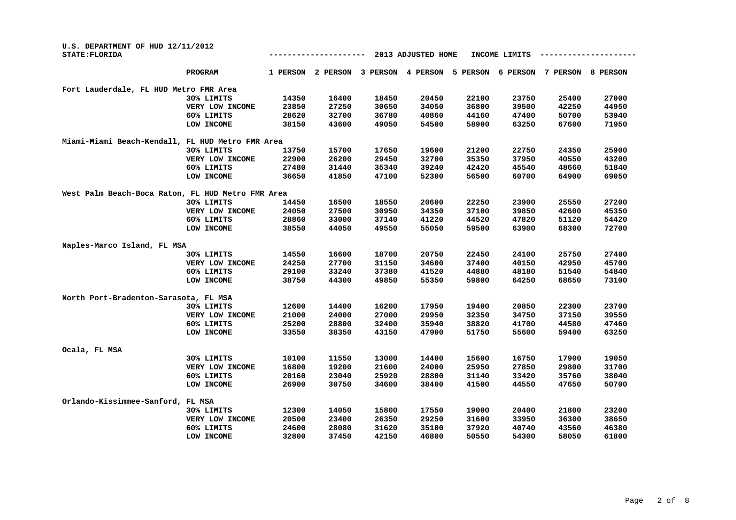U.S. DEPARTMENT OF HUD 12/11/2012
STATE:FLORIDA

## 2013 ADJUSTED HOME INCOME LIMITS

| | PROGRAM | 1 PERSON | 2 PERSON | 3 PERSON | 4 PERSON | 5 PERSON | 6 PERSON | 7 PERSON | 8 PERSON |
|---|---|---|---|---|---|---|---|---|---|
| **Fort Lauderdale, FL HUD Metro FMR Area** | | | | | | | | | |
| | 30% LIMITS | 14350 | 16400 | 18450 | 20450 | 22100 | 23750 | 25400 | 27000 |
| | VERY LOW INCOME | 23850 | 27250 | 30650 | 34050 | 36800 | 39500 | 42250 | 44950 |
| | 60% LIMITS | 28620 | 32700 | 36780 | 40860 | 44160 | 47400 | 50700 | 53940 |
| | LOW INCOME | 38150 | 43600 | 49050 | 54500 | 58900 | 63250 | 67600 | 71950 |
| **Miami-Miami Beach-Kendall, FL HUD Metro FMR Area** | | | | | | | | | |
| | 30% LIMITS | 13750 | 15700 | 17650 | 19600 | 21200 | 22750 | 24350 | 25900 |
| | VERY LOW INCOME | 22900 | 26200 | 29450 | 32700 | 35350 | 37950 | 40550 | 43200 |
| | 60% LIMITS | 27480 | 31440 | 35340 | 39240 | 42420 | 45540 | 48660 | 51840 |
| | LOW INCOME | 36650 | 41850 | 47100 | 52300 | 56500 | 60700 | 64900 | 69050 |
| **West Palm Beach-Boca Raton, FL HUD Metro FMR Area** | | | | | | | | | |
| | 30% LIMITS | 14450 | 16500 | 18550 | 20600 | 22250 | 23900 | 25550 | 27200 |
| | VERY LOW INCOME | 24050 | 27500 | 30950 | 34350 | 37100 | 39850 | 42600 | 45350 |
| | 60% LIMITS | 28860 | 33000 | 37140 | 41220 | 44520 | 47820 | 51120 | 54420 |
| | LOW INCOME | 38550 | 44050 | 49550 | 55050 | 59500 | 63900 | 68300 | 72700 |
| **Naples-Marco Island, FL MSA** | | | | | | | | | |
| | 30% LIMITS | 14550 | 16600 | 18700 | 20750 | 22450 | 24100 | 25750 | 27400 |
| | VERY LOW INCOME | 24250 | 27700 | 31150 | 34600 | 37400 | 40150 | 42950 | 45700 |
| | 60% LIMITS | 29100 | 33240 | 37380 | 41520 | 44880 | 48180 | 51540 | 54840 |
| | LOW INCOME | 38750 | 44300 | 49850 | 55350 | 59800 | 64250 | 68650 | 73100 |
| **North Port-Bradenton-Sarasota, FL MSA** | | | | | | | | | |
| | 30% LIMITS | 12600 | 14400 | 16200 | 17950 | 19400 | 20850 | 22300 | 23700 |
| | VERY LOW INCOME | 21000 | 24000 | 27000 | 29950 | 32350 | 34750 | 37150 | 39550 |
| | 60% LIMITS | 25200 | 28800 | 32400 | 35940 | 38820 | 41700 | 44580 | 47460 |
| | LOW INCOME | 33550 | 38350 | 43150 | 47900 | 51750 | 55600 | 59400 | 63250 |
| **Ocala, FL MSA** | | | | | | | | | |
| | 30% LIMITS | 10100 | 11550 | 13000 | 14400 | 15600 | 16750 | 17900 | 19050 |
| | VERY LOW INCOME | 16800 | 19200 | 21600 | 24000 | 25950 | 27850 | 29800 | 31700 |
| | 60% LIMITS | 20160 | 23040 | 25920 | 28800 | 31140 | 33420 | 35760 | 38040 |
| | LOW INCOME | 26900 | 30750 | 34600 | 38400 | 41500 | 44550 | 47650 | 50700 |
| **Orlando-Kissimmee-Sanford, FL MSA** | | | | | | | | | |
| | 30% LIMITS | 12300 | 14050 | 15800 | 17550 | 19000 | 20400 | 21800 | 23200 |
| | VERY LOW INCOME | 20500 | 23400 | 26350 | 29250 | 31600 | 33950 | 36300 | 38650 |
| | 60% LIMITS | 24600 | 28080 | 31620 | 35100 | 37920 | 40740 | 43560 | 46380 |
| | LOW INCOME | 32800 | 37450 | 42150 | 46800 | 50550 | 54300 | 58050 | 61800 |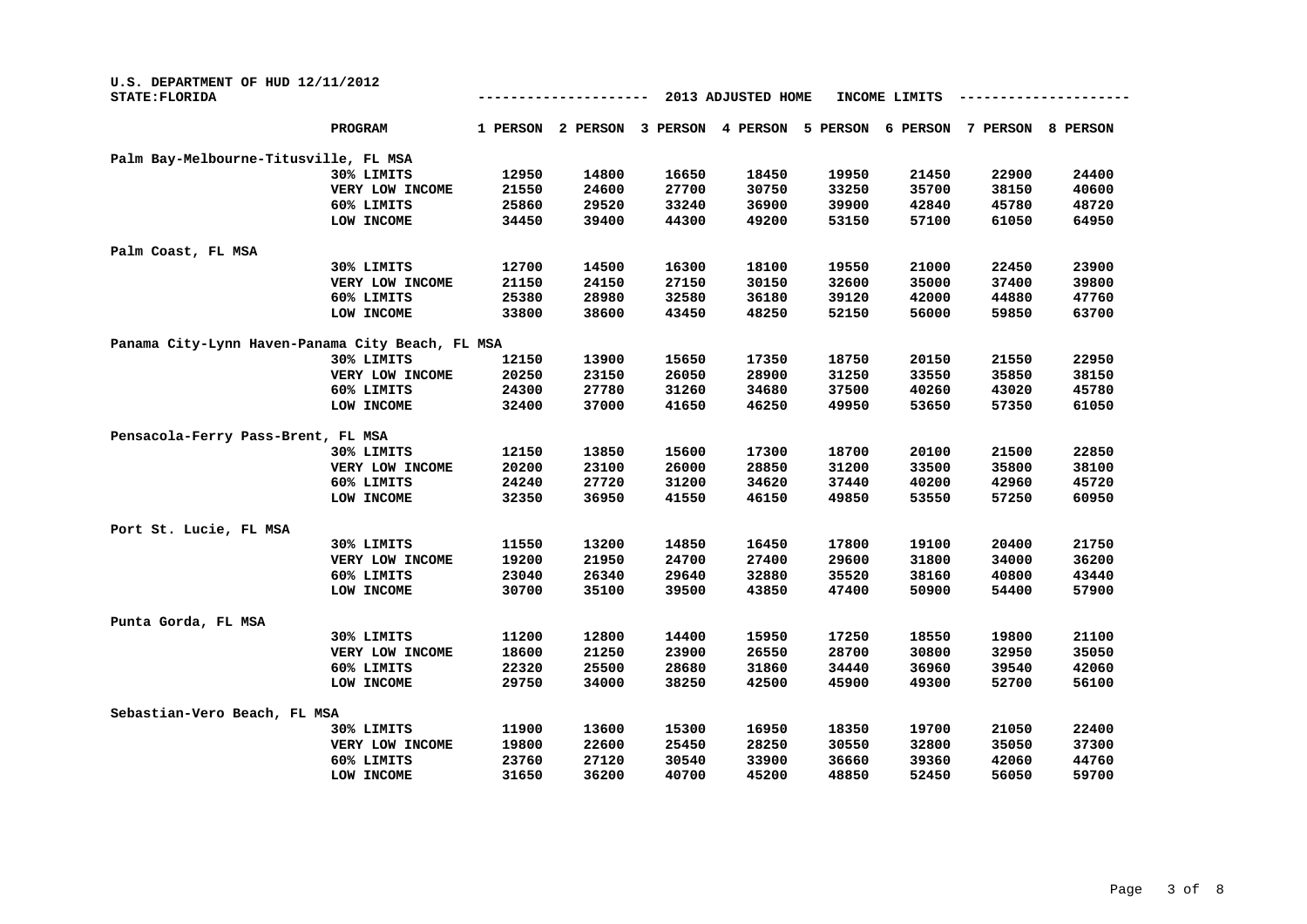U.S. DEPARTMENT OF HUD 12/11/2012
STATE:FLORIDA

2013 ADJUSTED HOME INCOME LIMITS

| | PROGRAM | 1 PERSON | 2 PERSON | 3 PERSON | 4 PERSON | 5 PERSON | 6 PERSON | 7 PERSON | 8 PERSON |
|---|---|---|---|---|---|---|---|---|---|
| Palm Bay-Melbourne-Titusville, FL MSA | | | | | | | | | |
| | 30% LIMITS | 12950 | 14800 | 16650 | 18450 | 19950 | 21450 | 22900 | 24400 |
| | VERY LOW INCOME | 21550 | 24600 | 27700 | 30750 | 33250 | 35700 | 38150 | 40600 |
| | 60% LIMITS | 25860 | 29520 | 33240 | 36900 | 39900 | 42840 | 45780 | 48720 |
| | LOW INCOME | 34450 | 39400 | 44300 | 49200 | 53150 | 57100 | 61050 | 64950 |
| Palm Coast, FL MSA | | | | | | | | | |
| | 30% LIMITS | 12700 | 14500 | 16300 | 18100 | 19550 | 21000 | 22450 | 23900 |
| | VERY LOW INCOME | 21150 | 24150 | 27150 | 30150 | 32600 | 35000 | 37400 | 39800 |
| | 60% LIMITS | 25380 | 28980 | 32580 | 36180 | 39120 | 42000 | 44880 | 47760 |
| | LOW INCOME | 33800 | 38600 | 43450 | 48250 | 52150 | 56000 | 59850 | 63700 |
| Panama City-Lynn Haven-Panama City Beach, FL MSA | | | | | | | | | |
| | 30% LIMITS | 12150 | 13900 | 15650 | 17350 | 18750 | 20150 | 21550 | 22950 |
| | VERY LOW INCOME | 20250 | 23150 | 26050 | 28900 | 31250 | 33550 | 35850 | 38150 |
| | 60% LIMITS | 24300 | 27780 | 31260 | 34680 | 37500 | 40260 | 43020 | 45780 |
| | LOW INCOME | 32400 | 37000 | 41650 | 46250 | 49950 | 53650 | 57350 | 61050 |
| Pensacola-Ferry Pass-Brent, FL MSA | | | | | | | | | |
| | 30% LIMITS | 12150 | 13850 | 15600 | 17300 | 18700 | 20100 | 21500 | 22850 |
| | VERY LOW INCOME | 20200 | 23100 | 26000 | 28850 | 31200 | 33500 | 35800 | 38100 |
| | 60% LIMITS | 24240 | 27720 | 31200 | 34620 | 37440 | 40200 | 42960 | 45720 |
| | LOW INCOME | 32350 | 36950 | 41550 | 46150 | 49850 | 53550 | 57250 | 60950 |
| Port St. Lucie, FL MSA | | | | | | | | | |
| | 30% LIMITS | 11550 | 13200 | 14850 | 16450 | 17800 | 19100 | 20400 | 21750 |
| | VERY LOW INCOME | 19200 | 21950 | 24700 | 27400 | 29600 | 31800 | 34000 | 36200 |
| | 60% LIMITS | 23040 | 26340 | 29640 | 32880 | 35520 | 38160 | 40800 | 43440 |
| | LOW INCOME | 30700 | 35100 | 39500 | 43850 | 47400 | 50900 | 54400 | 57900 |
| Punta Gorda, FL MSA | | | | | | | | | |
| | 30% LIMITS | 11200 | 12800 | 14400 | 15950 | 17250 | 18550 | 19800 | 21100 |
| | VERY LOW INCOME | 18600 | 21250 | 23900 | 26550 | 28700 | 30800 | 32950 | 35050 |
| | 60% LIMITS | 22320 | 25500 | 28680 | 31860 | 34440 | 36960 | 39540 | 42060 |
| | LOW INCOME | 29750 | 34000 | 38250 | 42500 | 45900 | 49300 | 52700 | 56100 |
| Sebastian-Vero Beach, FL MSA | | | | | | | | | |
| | 30% LIMITS | 11900 | 13600 | 15300 | 16950 | 18350 | 19700 | 21050 | 22400 |
| | VERY LOW INCOME | 19800 | 22600 | 25450 | 28250 | 30550 | 32800 | 35050 | 37300 |
| | 60% LIMITS | 23760 | 27120 | 30540 | 33900 | 36660 | 39360 | 42060 | 44760 |
| | LOW INCOME | 31650 | 36200 | 40700 | 45200 | 48850 | 52450 | 56050 | 59700 |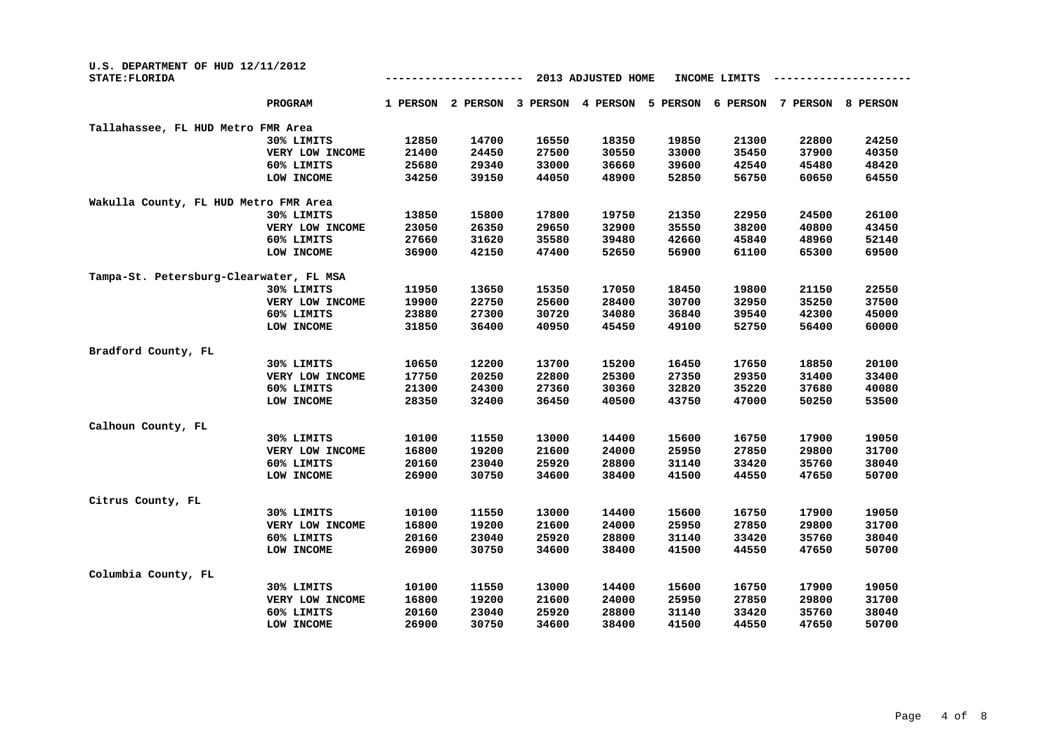U.S. DEPARTMENT OF HUD 12/11/2012
STATE:FLORIDA

2013 ADJUSTED HOME INCOME LIMITS

| | PROGRAM | 1 PERSON | 2 PERSON | 3 PERSON | 4 PERSON | 5 PERSON | 6 PERSON | 7 PERSON | 8 PERSON |
|---|---|---|---|---|---|---|---|---|---|
| Tallahassee, FL HUD Metro FMR Area | | | | | | | | | |
| | 30% LIMITS | 12850 | 14700 | 16550 | 18350 | 19850 | 21300 | 22800 | 24250 |
| | VERY LOW INCOME | 21400 | 24450 | 27500 | 30550 | 33000 | 35450 | 37900 | 40350 |
| | 60% LIMITS | 25680 | 29340 | 33000 | 36660 | 39600 | 42540 | 45480 | 48420 |
| | LOW INCOME | 34250 | 39150 | 44050 | 48900 | 52850 | 56750 | 60650 | 64550 |
| Wakulla County, FL HUD Metro FMR Area | | | | | | | | | |
| | 30% LIMITS | 13850 | 15800 | 17800 | 19750 | 21350 | 22950 | 24500 | 26100 |
| | VERY LOW INCOME | 23050 | 26350 | 29650 | 32900 | 35550 | 38200 | 40800 | 43450 |
| | 60% LIMITS | 27660 | 31620 | 35580 | 39480 | 42660 | 45840 | 48960 | 52140 |
| | LOW INCOME | 36900 | 42150 | 47400 | 52650 | 56900 | 61100 | 65300 | 69500 |
| Tampa-St. Petersburg-Clearwater, FL MSA | | | | | | | | | |
| | 30% LIMITS | 11950 | 13650 | 15350 | 17050 | 18450 | 19800 | 21150 | 22550 |
| | VERY LOW INCOME | 19900 | 22750 | 25600 | 28400 | 30700 | 32950 | 35250 | 37500 |
| | 60% LIMITS | 23880 | 27300 | 30720 | 34080 | 36840 | 39540 | 42300 | 45000 |
| | LOW INCOME | 31850 | 36400 | 40950 | 45450 | 49100 | 52750 | 56400 | 60000 |
| Bradford County, FL | | | | | | | | | |
| | 30% LIMITS | 10650 | 12200 | 13700 | 15200 | 16450 | 17650 | 18850 | 20100 |
| | VERY LOW INCOME | 17750 | 20250 | 22800 | 25300 | 27350 | 29350 | 31400 | 33400 |
| | 60% LIMITS | 21300 | 24300 | 27360 | 30360 | 32820 | 35220 | 37680 | 40080 |
| | LOW INCOME | 28350 | 32400 | 36450 | 40500 | 43750 | 47000 | 50250 | 53500 |
| Calhoun County, FL | | | | | | | | | |
| | 30% LIMITS | 10100 | 11550 | 13000 | 14400 | 15600 | 16750 | 17900 | 19050 |
| | VERY LOW INCOME | 16800 | 19200 | 21600 | 24000 | 25950 | 27850 | 29800 | 31700 |
| | 60% LIMITS | 20160 | 23040 | 25920 | 28800 | 31140 | 33420 | 35760 | 38040 |
| | LOW INCOME | 26900 | 30750 | 34600 | 38400 | 41500 | 44550 | 47650 | 50700 |
| Citrus County, FL | | | | | | | | | |
| | 30% LIMITS | 10100 | 11550 | 13000 | 14400 | 15600 | 16750 | 17900 | 19050 |
| | VERY LOW INCOME | 16800 | 19200 | 21600 | 24000 | 25950 | 27850 | 29800 | 31700 |
| | 60% LIMITS | 20160 | 23040 | 25920 | 28800 | 31140 | 33420 | 35760 | 38040 |
| | LOW INCOME | 26900 | 30750 | 34600 | 38400 | 41500 | 44550 | 47650 | 50700 |
| Columbia County, FL | | | | | | | | | |
| | 30% LIMITS | 10100 | 11550 | 13000 | 14400 | 15600 | 16750 | 17900 | 19050 |
| | VERY LOW INCOME | 16800 | 19200 | 21600 | 24000 | 25950 | 27850 | 29800 | 31700 |
| | 60% LIMITS | 20160 | 23040 | 25920 | 28800 | 31140 | 33420 | 35760 | 38040 |
| | LOW INCOME | 26900 | 30750 | 34600 | 38400 | 41500 | 44550 | 47650 | 50700 |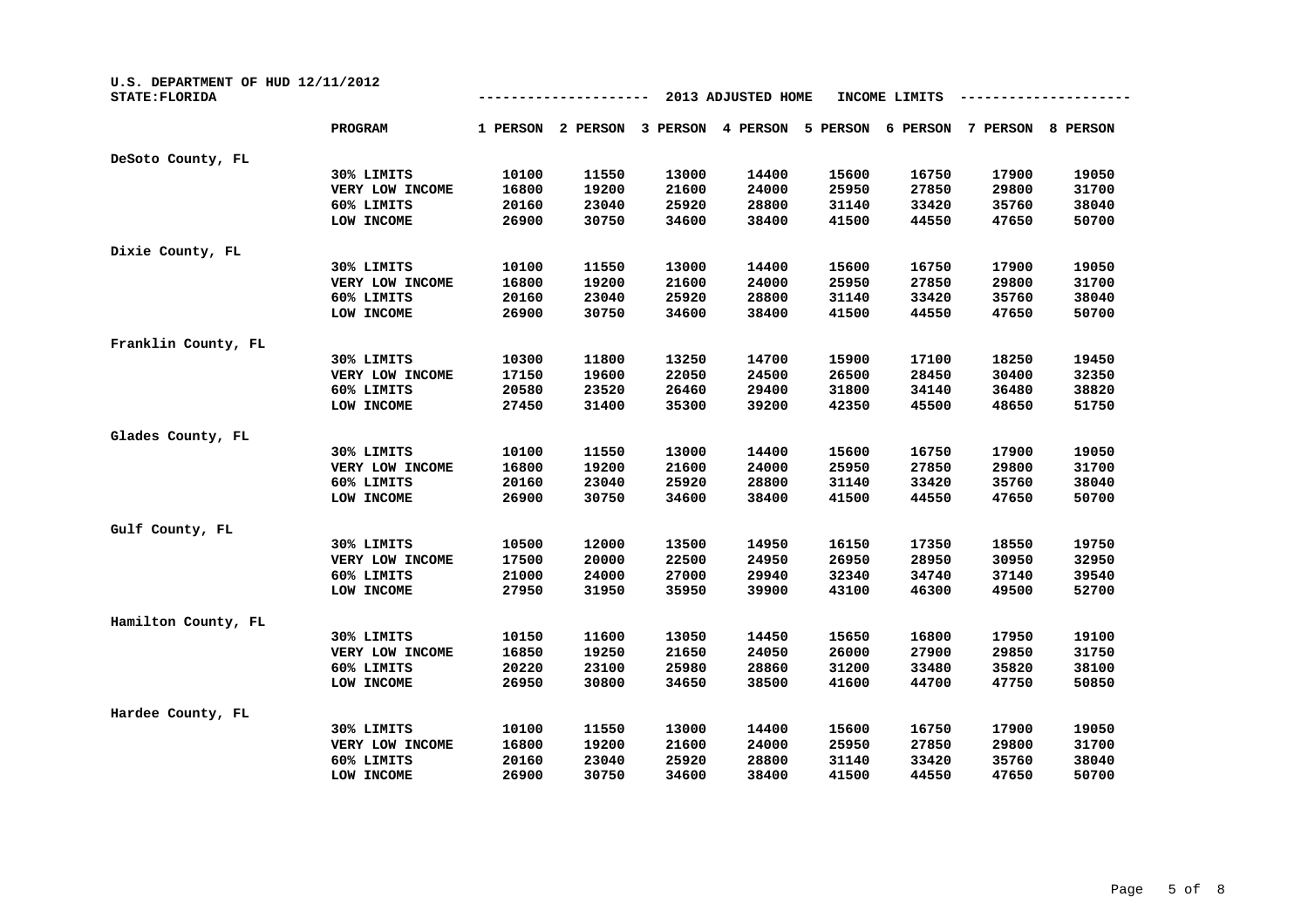U.S. DEPARTMENT OF HUD 12/11/2012
STATE:FLORIDA

## 2013 ADJUSTED HOME INCOME LIMITS

| | PROGRAM | 1 PERSON | 2 PERSON | 3 PERSON | 4 PERSON | 5 PERSON | 6 PERSON | 7 PERSON | 8 PERSON |
|---|---|---|---|---|---|---|---|---|---|
| **DeSoto County, FL** | | | | | | | | | |
| | 30% LIMITS | 10100 | 11550 | 13000 | 14400 | 15600 | 16750 | 17900 | 19050 |
| | VERY LOW INCOME | 16800 | 19200 | 21600 | 24000 | 25950 | 27850 | 29800 | 31700 |
| | 60% LIMITS | 20160 | 23040 | 25920 | 28800 | 31140 | 33420 | 35760 | 38040 |
| | LOW INCOME | 26900 | 30750 | 34600 | 38400 | 41500 | 44550 | 47650 | 50700 |
| **Dixie County, FL** | | | | | | | | | |
| | 30% LIMITS | 10100 | 11550 | 13000 | 14400 | 15600 | 16750 | 17900 | 19050 |
| | VERY LOW INCOME | 16800 | 19200 | 21600 | 24000 | 25950 | 27850 | 29800 | 31700 |
| | 60% LIMITS | 20160 | 23040 | 25920 | 28800 | 31140 | 33420 | 35760 | 38040 |
| | LOW INCOME | 26900 | 30750 | 34600 | 38400 | 41500 | 44550 | 47650 | 50700 |
| **Franklin County, FL** | | | | | | | | | |
| | 30% LIMITS | 10300 | 11800 | 13250 | 14700 | 15900 | 17100 | 18250 | 19450 |
| | VERY LOW INCOME | 17150 | 19600 | 22050 | 24500 | 26500 | 28450 | 30400 | 32350 |
| | 60% LIMITS | 20580 | 23520 | 26460 | 29400 | 31800 | 34140 | 36480 | 38820 |
| | LOW INCOME | 27450 | 31400 | 35300 | 39200 | 42350 | 45500 | 48650 | 51750 |
| **Glades County, FL** | | | | | | | | | |
| | 30% LIMITS | 10100 | 11550 | 13000 | 14400 | 15600 | 16750 | 17900 | 19050 |
| | VERY LOW INCOME | 16800 | 19200 | 21600 | 24000 | 25950 | 27850 | 29800 | 31700 |
| | 60% LIMITS | 20160 | 23040 | 25920 | 28800 | 31140 | 33420 | 35760 | 38040 |
| | LOW INCOME | 26900 | 30750 | 34600 | 38400 | 41500 | 44550 | 47650 | 50700 |
| **Gulf County, FL** | | | | | | | | | |
| | 30% LIMITS | 10500 | 12000 | 13500 | 14950 | 16150 | 17350 | 18550 | 19750 |
| | VERY LOW INCOME | 17500 | 20000 | 22500 | 24950 | 26950 | 28950 | 30950 | 32950 |
| | 60% LIMITS | 21000 | 24000 | 27000 | 29940 | 32340 | 34740 | 37140 | 39540 |
| | LOW INCOME | 27950 | 31950 | 35950 | 39900 | 43100 | 46300 | 49500 | 52700 |
| **Hamilton County, FL** | | | | | | | | | |
| | 30% LIMITS | 10150 | 11600 | 13050 | 14450 | 15650 | 16800 | 17950 | 19100 |
| | VERY LOW INCOME | 16850 | 19250 | 21650 | 24050 | 26000 | 27900 | 29850 | 31750 |
| | 60% LIMITS | 20220 | 23100 | 25980 | 28860 | 31200 | 33480 | 35820 | 38100 |
| | LOW INCOME | 26950 | 30800 | 34650 | 38500 | 41600 | 44700 | 47750 | 50850 |
| **Hardee County, FL** | | | | | | | | | |
| | 30% LIMITS | 10100 | 11550 | 13000 | 14400 | 15600 | 16750 | 17900 | 19050 |
| | VERY LOW INCOME | 16800 | 19200 | 21600 | 24000 | 25950 | 27850 | 29800 | 31700 |
| | 60% LIMITS | 20160 | 23040 | 25920 | 28800 | 31140 | 33420 | 35760 | 38040 |
| | LOW INCOME | 26900 | 30750 | 34600 | 38400 | 41500 | 44550 | 47650 | 50700 |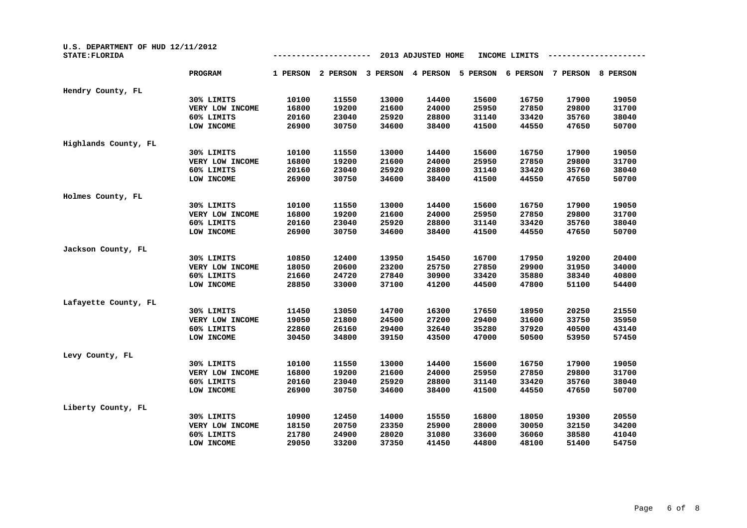U.S. DEPARTMENT OF HUD 12/11/2012

STATE:FLORIDA

## 2013 ADJUSTED HOME INCOME LIMITS

| | PROGRAM | 1 PERSON | 2 PERSON | 3 PERSON | 4 PERSON | 5 PERSON | 6 PERSON | 7 PERSON | 8 PERSON |
|---|---|---|---|---|---|---|---|---|---|
| Hendry County, FL | | | | | | | | | |
| | 30% LIMITS | 10100 | 11550 | 13000 | 14400 | 15600 | 16750 | 17900 | 19050 |
| | VERY LOW INCOME | 16800 | 19200 | 21600 | 24000 | 25950 | 27850 | 29800 | 31700 |
| | 60% LIMITS | 20160 | 23040 | 25920 | 28800 | 31140 | 33420 | 35760 | 38040 |
| | LOW INCOME | 26900 | 30750 | 34600 | 38400 | 41500 | 44550 | 47650 | 50700 |
| Highlands County, FL | | | | | | | | | |
| | 30% LIMITS | 10100 | 11550 | 13000 | 14400 | 15600 | 16750 | 17900 | 19050 |
| | VERY LOW INCOME | 16800 | 19200 | 21600 | 24000 | 25950 | 27850 | 29800 | 31700 |
| | 60% LIMITS | 20160 | 23040 | 25920 | 28800 | 31140 | 33420 | 35760 | 38040 |
| | LOW INCOME | 26900 | 30750 | 34600 | 38400 | 41500 | 44550 | 47650 | 50700 |
| Holmes County, FL | | | | | | | | | |
| | 30% LIMITS | 10100 | 11550 | 13000 | 14400 | 15600 | 16750 | 17900 | 19050 |
| | VERY LOW INCOME | 16800 | 19200 | 21600 | 24000 | 25950 | 27850 | 29800 | 31700 |
| | 60% LIMITS | 20160 | 23040 | 25920 | 28800 | 31140 | 33420 | 35760 | 38040 |
| | LOW INCOME | 26900 | 30750 | 34600 | 38400 | 41500 | 44550 | 47650 | 50700 |
| Jackson County, FL | | | | | | | | | |
| | 30% LIMITS | 10850 | 12400 | 13950 | 15450 | 16700 | 17950 | 19200 | 20400 |
| | VERY LOW INCOME | 18050 | 20600 | 23200 | 25750 | 27850 | 29900 | 31950 | 34000 |
| | 60% LIMITS | 21660 | 24720 | 27840 | 30900 | 33420 | 35880 | 38340 | 40800 |
| | LOW INCOME | 28850 | 33000 | 37100 | 41200 | 44500 | 47800 | 51100 | 54400 |
| Lafayette County, FL | | | | | | | | | |
| | 30% LIMITS | 11450 | 13050 | 14700 | 16300 | 17650 | 18950 | 20250 | 21550 |
| | VERY LOW INCOME | 19050 | 21800 | 24500 | 27200 | 29400 | 31600 | 33750 | 35950 |
| | 60% LIMITS | 22860 | 26160 | 29400 | 32640 | 35280 | 37920 | 40500 | 43140 |
| | LOW INCOME | 30450 | 34800 | 39150 | 43500 | 47000 | 50500 | 53950 | 57450 |
| Levy County, FL | | | | | | | | | |
| | 30% LIMITS | 10100 | 11550 | 13000 | 14400 | 15600 | 16750 | 17900 | 19050 |
| | VERY LOW INCOME | 16800 | 19200 | 21600 | 24000 | 25950 | 27850 | 29800 | 31700 |
| | 60% LIMITS | 20160 | 23040 | 25920 | 28800 | 31140 | 33420 | 35760 | 38040 |
| | LOW INCOME | 26900 | 30750 | 34600 | 38400 | 41500 | 44550 | 47650 | 50700 |
| Liberty County, FL | | | | | | | | | |
| | 30% LIMITS | 10900 | 12450 | 14000 | 15550 | 16800 | 18050 | 19300 | 20550 |
| | VERY LOW INCOME | 18150 | 20750 | 23350 | 25900 | 28000 | 30050 | 32150 | 34200 |
| | 60% LIMITS | 21780 | 24900 | 28020 | 31080 | 33600 | 36060 | 38580 | 41040 |
| | LOW INCOME | 29050 | 33200 | 37350 | 41450 | 44800 | 48100 | 51400 | 54750 |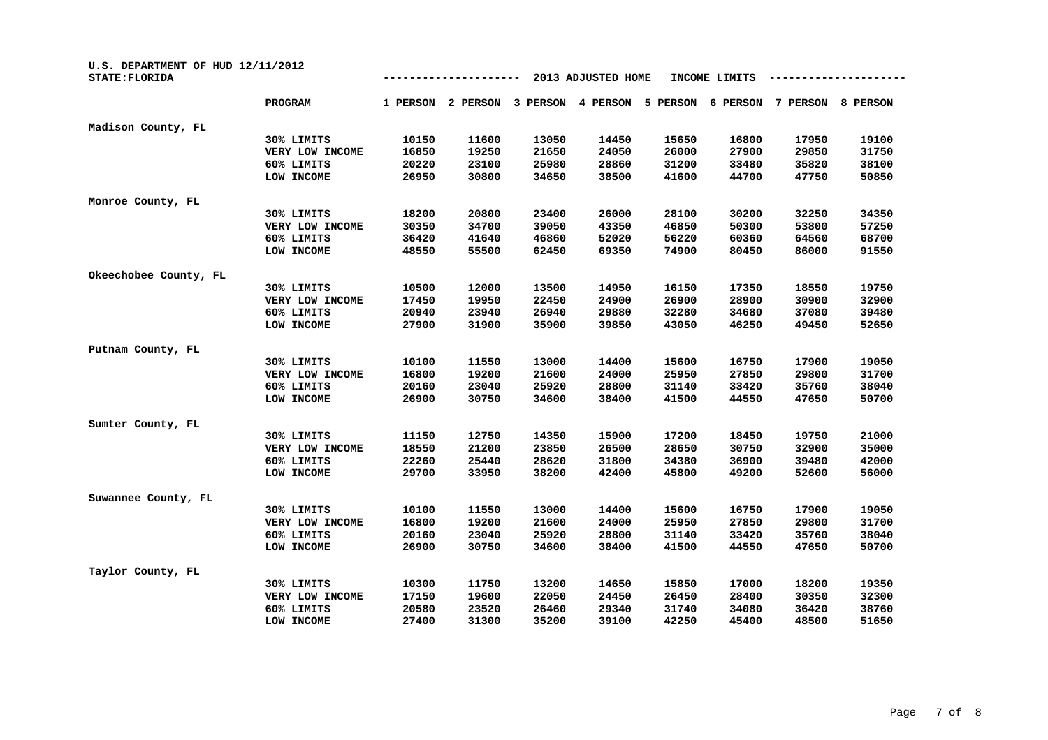U.S. DEPARTMENT OF HUD 12/11/2012
STATE:FLORIDA

2013 ADJUSTED HOME INCOME LIMITS

| | PROGRAM | 1 PERSON | 2 PERSON | 3 PERSON | 4 PERSON | 5 PERSON | 6 PERSON | 7 PERSON | 8 PERSON |
|---|---|---|---|---|---|---|---|---|---|
| Madison County, FL | | | | | | | | | |
| | 30% LIMITS | 10150 | 11600 | 13050 | 14450 | 15650 | 16800 | 17950 | 19100 |
| | VERY LOW INCOME | 16850 | 19250 | 21650 | 24050 | 26000 | 27900 | 29850 | 31750 |
| | 60% LIMITS | 20220 | 23100 | 25980 | 28860 | 31200 | 33480 | 35820 | 38100 |
| | LOW INCOME | 26950 | 30800 | 34650 | 38500 | 41600 | 44700 | 47750 | 50850 |
| Monroe County, FL | | | | | | | | | |
| | 30% LIMITS | 18200 | 20800 | 23400 | 26000 | 28100 | 30200 | 32250 | 34350 |
| | VERY LOW INCOME | 30350 | 34700 | 39050 | 43350 | 46850 | 50300 | 53800 | 57250 |
| | 60% LIMITS | 36420 | 41640 | 46860 | 52020 | 56220 | 60360 | 64560 | 68700 |
| | LOW INCOME | 48550 | 55500 | 62450 | 69350 | 74900 | 80450 | 86000 | 91550 |
| Okeechobee County, FL | | | | | | | | | |
| | 30% LIMITS | 10500 | 12000 | 13500 | 14950 | 16150 | 17350 | 18550 | 19750 |
| | VERY LOW INCOME | 17450 | 19950 | 22450 | 24900 | 26900 | 28900 | 30900 | 32900 |
| | 60% LIMITS | 20940 | 23940 | 26940 | 29880 | 32280 | 34680 | 37080 | 39480 |
| | LOW INCOME | 27900 | 31900 | 35900 | 39850 | 43050 | 46250 | 49450 | 52650 |
| Putnam County, FL | | | | | | | | | |
| | 30% LIMITS | 10100 | 11550 | 13000 | 14400 | 15600 | 16750 | 17900 | 19050 |
| | VERY LOW INCOME | 16800 | 19200 | 21600 | 24000 | 25950 | 27850 | 29800 | 31700 |
| | 60% LIMITS | 20160 | 23040 | 25920 | 28800 | 31140 | 33420 | 35760 | 38040 |
| | LOW INCOME | 26900 | 30750 | 34600 | 38400 | 41500 | 44550 | 47650 | 50700 |
| Sumter County, FL | | | | | | | | | |
| | 30% LIMITS | 11150 | 12750 | 14350 | 15900 | 17200 | 18450 | 19750 | 21000 |
| | VERY LOW INCOME | 18550 | 21200 | 23850 | 26500 | 28650 | 30750 | 32900 | 35000 |
| | 60% LIMITS | 22260 | 25440 | 28620 | 31800 | 34380 | 36900 | 39480 | 42000 |
| | LOW INCOME | 29700 | 33950 | 38200 | 42400 | 45800 | 49200 | 52600 | 56000 |
| Suwannee County, FL | | | | | | | | | |
| | 30% LIMITS | 10100 | 11550 | 13000 | 14400 | 15600 | 16750 | 17900 | 19050 |
| | VERY LOW INCOME | 16800 | 19200 | 21600 | 24000 | 25950 | 27850 | 29800 | 31700 |
| | 60% LIMITS | 20160 | 23040 | 25920 | 28800 | 31140 | 33420 | 35760 | 38040 |
| | LOW INCOME | 26900 | 30750 | 34600 | 38400 | 41500 | 44550 | 47650 | 50700 |
| Taylor County, FL | | | | | | | | | |
| | 30% LIMITS | 10300 | 11750 | 13200 | 14650 | 15850 | 17000 | 18200 | 19350 |
| | VERY LOW INCOME | 17150 | 19600 | 22050 | 24450 | 26450 | 28400 | 30350 | 32300 |
| | 60% LIMITS | 20580 | 23520 | 26460 | 29340 | 31740 | 34080 | 36420 | 38760 |
| | LOW INCOME | 27400 | 31300 | 35200 | 39100 | 42250 | 45400 | 48500 | 51650 |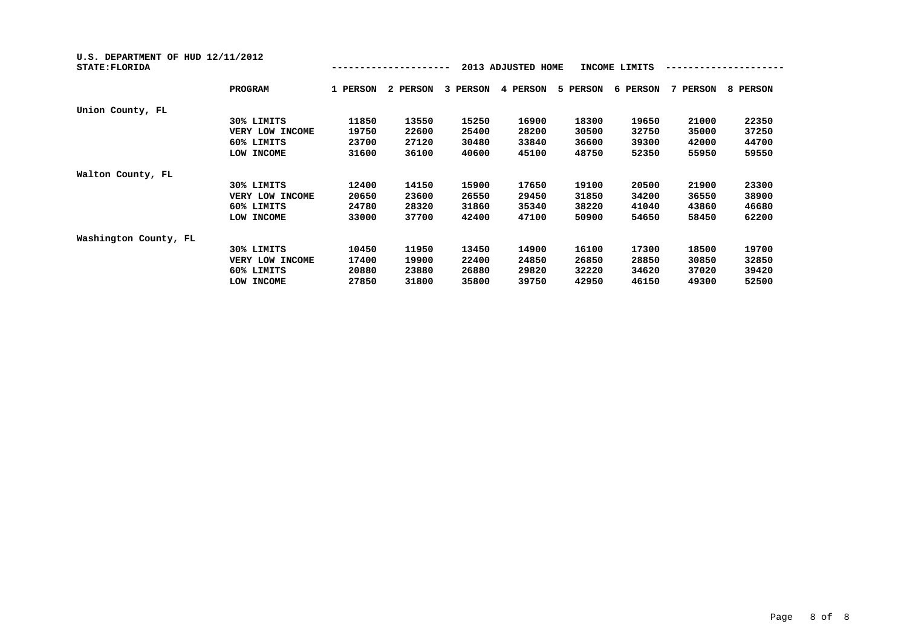U.S. DEPARTMENT OF HUD 12/11/2012
STATE:FLORIDA

2013 ADJUSTED HOME INCOME LIMITS

| | PROGRAM | 1 PERSON | 2 PERSON | 3 PERSON | 4 PERSON | 5 PERSON | 6 PERSON | 7 PERSON | 8 PERSON |
|---|---|---|---|---|---|---|---|---|---|
| Union County, FL | | | | | | | | | |
| | 30% LIMITS | 11850 | 13550 | 15250 | 16900 | 18300 | 19650 | 21000 | 22350 |
| | VERY LOW INCOME | 19750 | 22600 | 25400 | 28200 | 30500 | 32750 | 35000 | 37250 |
| | 60% LIMITS | 23700 | 27120 | 30480 | 33840 | 36600 | 39300 | 42000 | 44700 |
| | LOW INCOME | 31600 | 36100 | 40600 | 45100 | 48750 | 52350 | 55950 | 59550 |
| Walton County, FL | | | | | | | | | |
| | 30% LIMITS | 12400 | 14150 | 15900 | 17650 | 19100 | 20500 | 21900 | 23300 |
| | VERY LOW INCOME | 20650 | 23600 | 26550 | 29450 | 31850 | 34200 | 36550 | 38900 |
| | 60% LIMITS | 24780 | 28320 | 31860 | 35340 | 38220 | 41040 | 43860 | 46680 |
| | LOW INCOME | 33000 | 37700 | 42400 | 47100 | 50900 | 54650 | 58450 | 62200 |
| Washington County, FL | | | | | | | | | |
| | 30% LIMITS | 10450 | 11950 | 13450 | 14900 | 16100 | 17300 | 18500 | 19700 |
| | VERY LOW INCOME | 17400 | 19900 | 22400 | 24850 | 26850 | 28850 | 30850 | 32850 |
| | 60% LIMITS | 20880 | 23880 | 26880 | 29820 | 32220 | 34620 | 37020 | 39420 |
| | LOW INCOME | 27850 | 31800 | 35800 | 39750 | 42950 | 46150 | 49300 | 52500 |